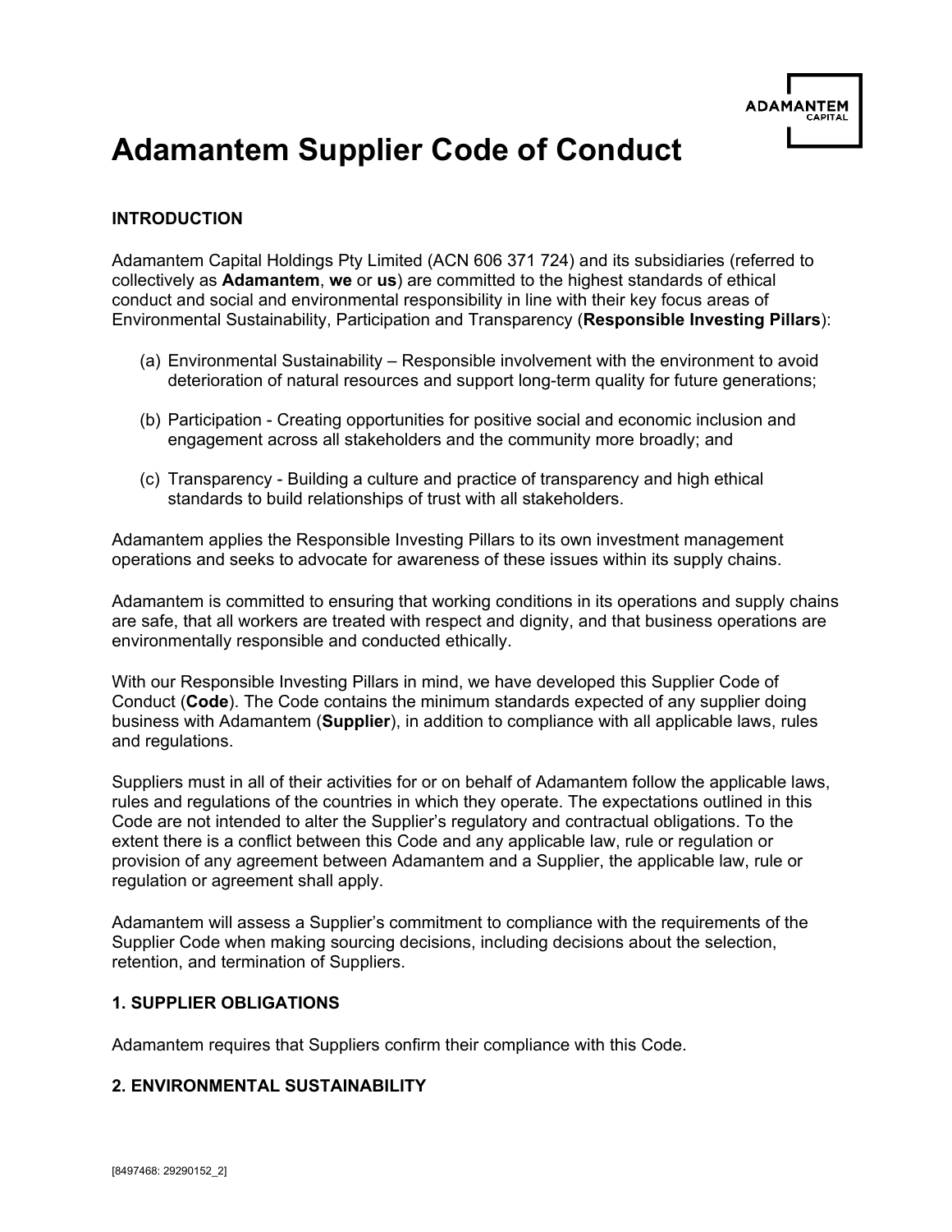# Adamantem Supplier Code of Conduct

## INTRODUCTION

Adamantem Capital Holdings Pty Limited (ACN 606 371 724) and its subsidiaries (referred to collectively as **Adamantem**, **we** or **us**) are committed to the highest standards of ethical conduct and social and environmental responsibility in line with their key focus areas of Environmental Sustainability, Participation and Transparency (**Responsible Investing Pillars**):

(a) Environmental Sustainability – Responsible involvement with the environment to avoid deterioration of natural resources and support long-term quality for future generations;

(b) Participation - Creating opportunities for positive social and economic inclusion and engagement across all stakeholders and the community more broadly; and

(c) Transparency - Building a culture and practice of transparency and high ethical standards to build relationships of trust with all stakeholders.

Adamantem applies the Responsible Investing Pillars to its own investment management operations and seeks to advocate for awareness of these issues within its supply chains.

Adamantem is committed to ensuring that working conditions in its operations and supply chains are safe, that all workers are treated with respect and dignity, and that business operations are environmentally responsible and conducted ethically.

With our Responsible Investing Pillars in mind, we have developed this Supplier Code of Conduct (**Code**). The Code contains the minimum standards expected of any supplier doing business with Adamantem (**Supplier**), in addition to compliance with all applicable laws, rules and regulations.

Suppliers must in all of their activities for or on behalf of Adamantem follow the applicable laws, rules and regulations of the countries in which they operate. The expectations outlined in this Code are not intended to alter the Supplier's regulatory and contractual obligations. To the extent there is a conflict between this Code and any applicable law, rule or regulation or provision of any agreement between Adamantem and a Supplier, the applicable law, rule or regulation or agreement shall apply.

Adamantem will assess a Supplier's commitment to compliance with the requirements of the Supplier Code when making sourcing decisions, including decisions about the selection, retention, and termination of Suppliers.

## 1. SUPPLIER OBLIGATIONS

Adamantem requires that Suppliers confirm their compliance with this Code.

## 2. ENVIRONMENTAL SUSTAINABILITY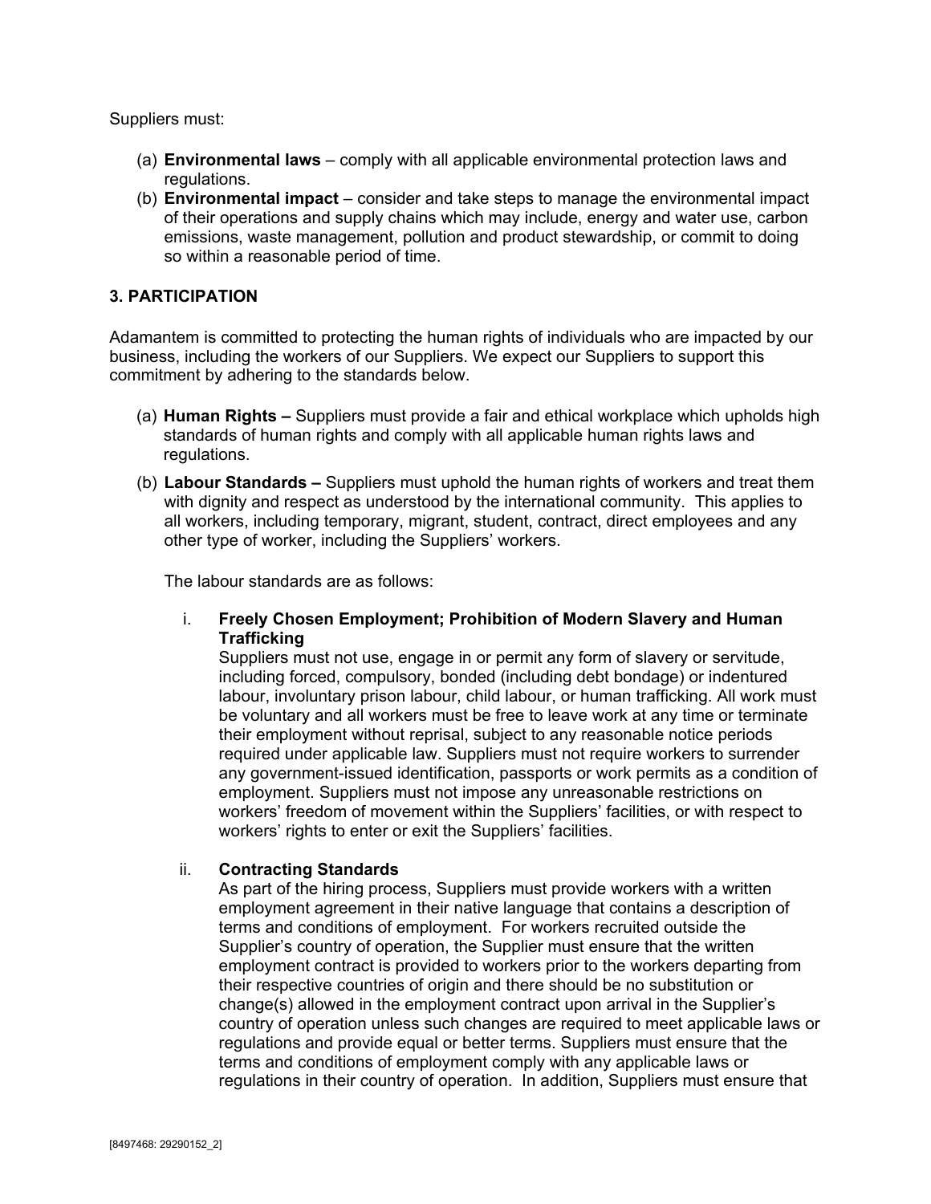Suppliers must:

(a) **Environmental laws** – comply with all applicable environmental protection laws and regulations.

(b) **Environmental impact** – consider and take steps to manage the environmental impact of their operations and supply chains which may include, energy and water use, carbon emissions, waste management, pollution and product stewardship, or commit to doing so within a reasonable period of time.

### 3. PARTICIPATION

Adamantem is committed to protecting the human rights of individuals who are impacted by our business, including the workers of our Suppliers. We expect our Suppliers to support this commitment by adhering to the standards below.

(a) **Human Rights –** Suppliers must provide a fair and ethical workplace which upholds high standards of human rights and comply with all applicable human rights laws and regulations.

(b) **Labour Standards –** Suppliers must uphold the human rights of workers and treat them with dignity and respect as understood by the international community. This applies to all workers, including temporary, migrant, student, contract, direct employees and any other type of worker, including the Suppliers' workers.

The labour standards are as follows:

i. **Freely Chosen Employment; Prohibition of Modern Slavery and Human Trafficking**

Suppliers must not use, engage in or permit any form of slavery or servitude, including forced, compulsory, bonded (including debt bondage) or indentured labour, involuntary prison labour, child labour, or human trafficking. All work must be voluntary and all workers must be free to leave work at any time or terminate their employment without reprisal, subject to any reasonable notice periods required under applicable law. Suppliers must not require workers to surrender any government-issued identification, passports or work permits as a condition of employment. Suppliers must not impose any unreasonable restrictions on workers' freedom of movement within the Suppliers' facilities, or with respect to workers' rights to enter or exit the Suppliers' facilities.

ii. **Contracting Standards**

As part of the hiring process, Suppliers must provide workers with a written employment agreement in their native language that contains a description of terms and conditions of employment. For workers recruited outside the Supplier's country of operation, the Supplier must ensure that the written employment contract is provided to workers prior to the workers departing from their respective countries of origin and there should be no substitution or change(s) allowed in the employment contract upon arrival in the Supplier's country of operation unless such changes are required to meet applicable laws or regulations and provide equal or better terms. Suppliers must ensure that the terms and conditions of employment comply with any applicable laws or regulations in their country of operation. In addition, Suppliers must ensure that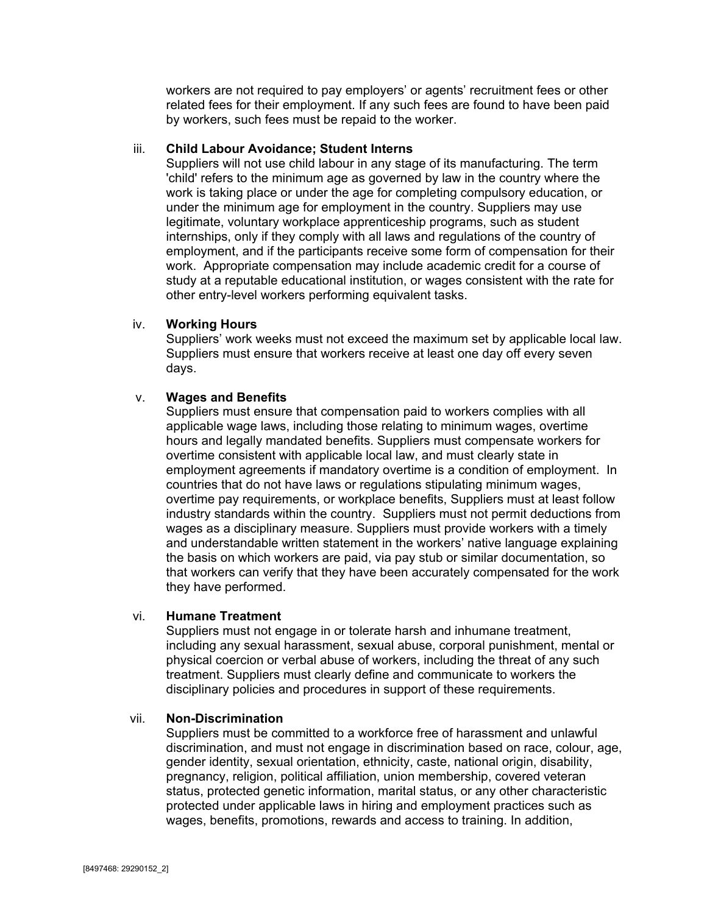workers are not required to pay employers' or agents' recruitment fees or other related fees for their employment. If any such fees are found to have been paid by workers, such fees must be repaid to the worker.

iii. **Child Labour Avoidance; Student Interns**

Suppliers will not use child labour in any stage of its manufacturing. The term 'child' refers to the minimum age as governed by law in the country where the work is taking place or under the age for completing compulsory education, or under the minimum age for employment in the country. Suppliers may use legitimate, voluntary workplace apprenticeship programs, such as student internships, only if they comply with all laws and regulations of the country of employment, and if the participants receive some form of compensation for their work. Appropriate compensation may include academic credit for a course of study at a reputable educational institution, or wages consistent with the rate for other entry-level workers performing equivalent tasks.

iv. **Working Hours**

Suppliers' work weeks must not exceed the maximum set by applicable local law. Suppliers must ensure that workers receive at least one day off every seven days.

v. **Wages and Benefits**

Suppliers must ensure that compensation paid to workers complies with all applicable wage laws, including those relating to minimum wages, overtime hours and legally mandated benefits. Suppliers must compensate workers for overtime consistent with applicable local law, and must clearly state in employment agreements if mandatory overtime is a condition of employment. In countries that do not have laws or regulations stipulating minimum wages, overtime pay requirements, or workplace benefits, Suppliers must at least follow industry standards within the country. Suppliers must not permit deductions from wages as a disciplinary measure. Suppliers must provide workers with a timely and understandable written statement in the workers' native language explaining the basis on which workers are paid, via pay stub or similar documentation, so that workers can verify that they have been accurately compensated for the work they have performed.

vi. **Humane Treatment**

Suppliers must not engage in or tolerate harsh and inhumane treatment, including any sexual harassment, sexual abuse, corporal punishment, mental or physical coercion or verbal abuse of workers, including the threat of any such treatment. Suppliers must clearly define and communicate to workers the disciplinary policies and procedures in support of these requirements.

vii. **Non-Discrimination**

Suppliers must be committed to a workforce free of harassment and unlawful discrimination, and must not engage in discrimination based on race, colour, age, gender identity, sexual orientation, ethnicity, caste, national origin, disability, pregnancy, religion, political affiliation, union membership, covered veteran status, protected genetic information, marital status, or any other characteristic protected under applicable laws in hiring and employment practices such as wages, benefits, promotions, rewards and access to training. In addition,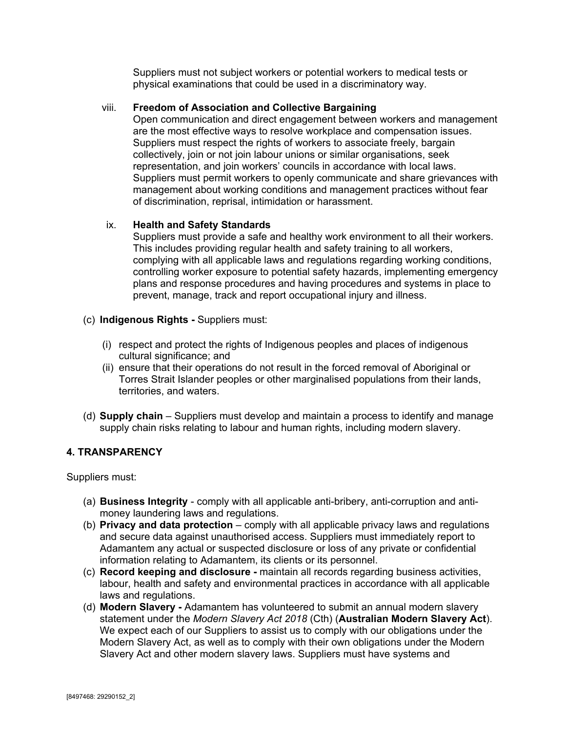Suppliers must not subject workers or potential workers to medical tests or physical examinations that could be used in a discriminatory way.

viii. **Freedom of Association and Collective Bargaining**
Open communication and direct engagement between workers and management are the most effective ways to resolve workplace and compensation issues. Suppliers must respect the rights of workers to associate freely, bargain collectively, join or not join labour unions or similar organisations, seek representation, and join workers' councils in accordance with local laws. Suppliers must permit workers to openly communicate and share grievances with management about working conditions and management practices without fear of discrimination, reprisal, intimidation or harassment.

ix. **Health and Safety Standards**
Suppliers must provide a safe and healthy work environment to all their workers. This includes providing regular health and safety training to all workers, complying with all applicable laws and regulations regarding working conditions, controlling worker exposure to potential safety hazards, implementing emergency plans and response procedures and having procedures and systems in place to prevent, manage, track and report occupational injury and illness.

(c) **Indigenous Rights -** Suppliers must:

(i) respect and protect the rights of Indigenous peoples and places of indigenous cultural significance; and
(ii) ensure that their operations do not result in the forced removal of Aboriginal or Torres Strait Islander peoples or other marginalised populations from their lands, territories, and waters.

(d) **Supply chain** – Suppliers must develop and maintain a process to identify and manage supply chain risks relating to labour and human rights, including modern slavery.

## 4. TRANSPARENCY

Suppliers must:

(a) **Business Integrity** - comply with all applicable anti-bribery, anti-corruption and anti-money laundering laws and regulations.
(b) **Privacy and data protection** – comply with all applicable privacy laws and regulations and secure data against unauthorised access. Suppliers must immediately report to Adamantem any actual or suspected disclosure or loss of any private or confidential information relating to Adamantem, its clients or its personnel.
(c) **Record keeping and disclosure -** maintain all records regarding business activities, labour, health and safety and environmental practices in accordance with all applicable laws and regulations.
(d) **Modern Slavery -** Adamantem has volunteered to submit an annual modern slavery statement under the *Modern Slavery Act 2018* (Cth) (**Australian Modern Slavery Act**). We expect each of our Suppliers to assist us to comply with our obligations under the Modern Slavery Act, as well as to comply with their own obligations under the Modern Slavery Act and other modern slavery laws. Suppliers must have systems and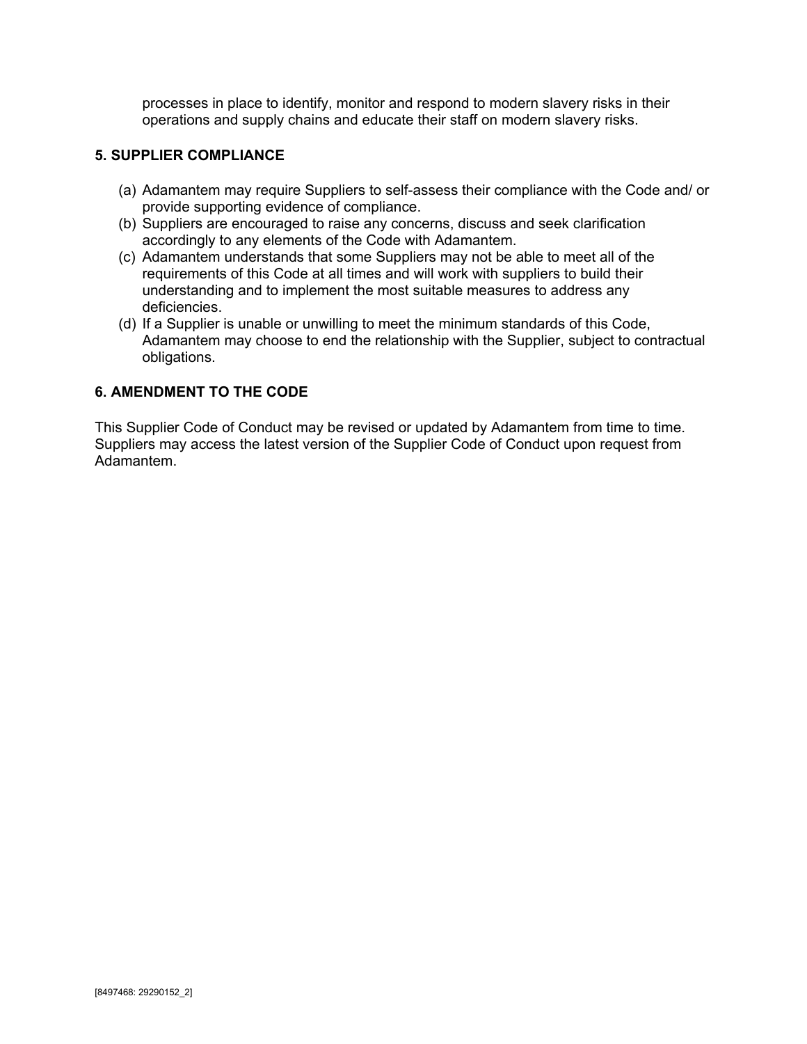processes in place to identify, monitor and respond to modern slavery risks in their operations and supply chains and educate their staff on modern slavery risks.

**5. SUPPLIER COMPLIANCE**

(a) Adamantem may require Suppliers to self-assess their compliance with the Code and/ or provide supporting evidence of compliance.
(b) Suppliers are encouraged to raise any concerns, discuss and seek clarification accordingly to any elements of the Code with Adamantem.
(c) Adamantem understands that some Suppliers may not be able to meet all of the requirements of this Code at all times and will work with suppliers to build their understanding and to implement the most suitable measures to address any deficiencies.
(d) If a Supplier is unable or unwilling to meet the minimum standards of this Code, Adamantem may choose to end the relationship with the Supplier, subject to contractual obligations.

**6. AMENDMENT TO THE CODE**

This Supplier Code of Conduct may be revised or updated by Adamantem from time to time. Suppliers may access the latest version of the Supplier Code of Conduct upon request from Adamantem.

[8497468: 29290152_2]